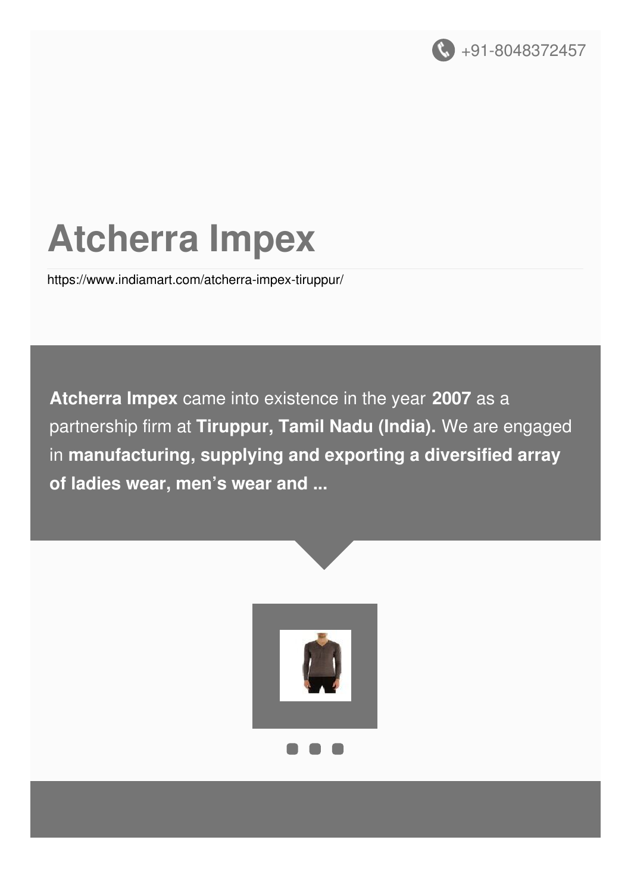+91-8048372457

# Atcherra Impex

https://www.indiamart.com/atcherra-impex-tiruppur/

**Atcherra Impex** came into existence in the year **2007** as a partnership firm at **Tiruppur, Tamil Nadu (India).** We are engaged in **manufacturing, supplying and exporting a diversified array of ladies wear, men's wear and ...**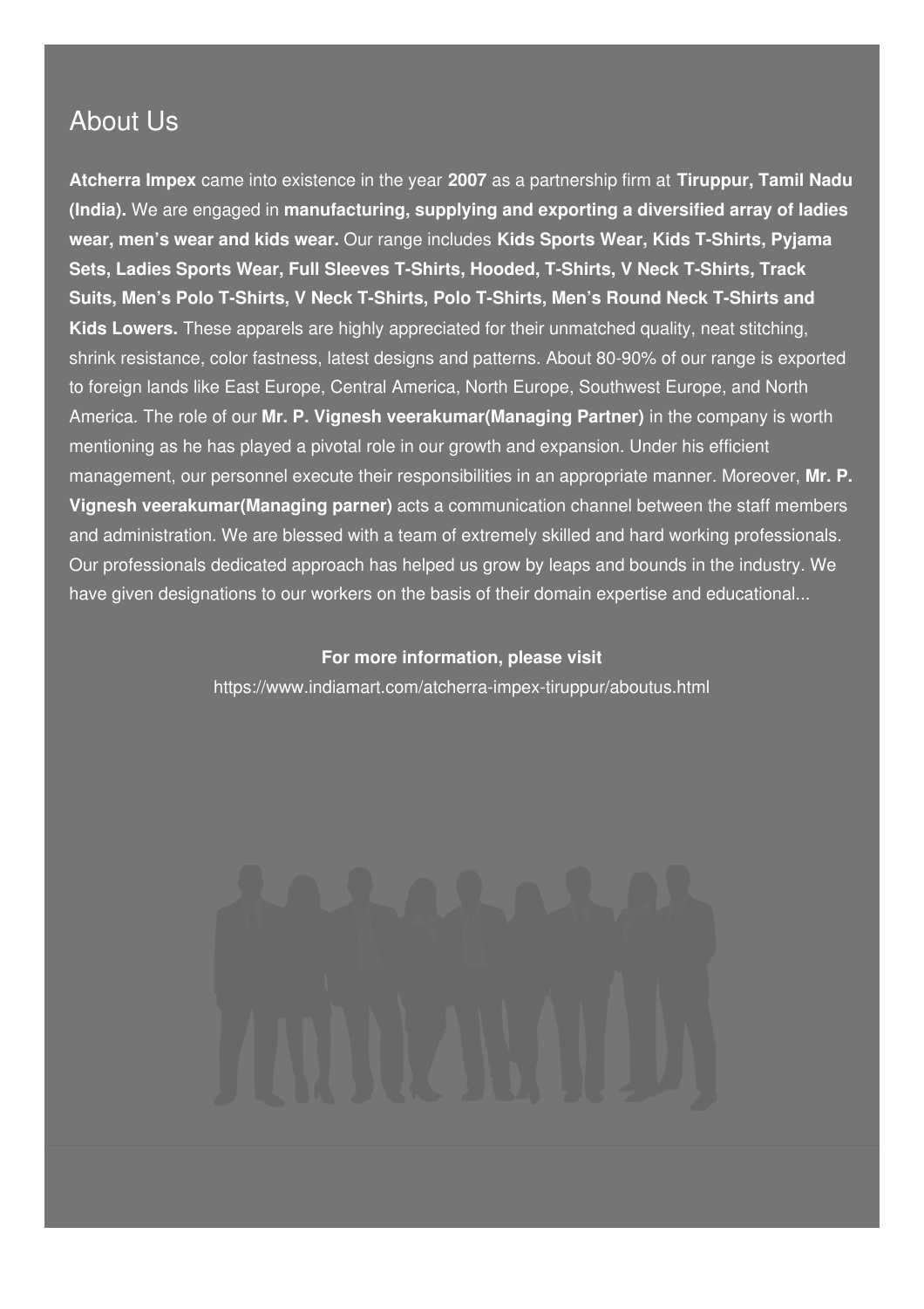# About Us

**Atcherra Impex** came into existence in the year **2007** as a partnership firm at **Tiruppur, Tamil Nadu (India).** We are engaged in **manufacturing, supplying and exporting a diversified array of ladies wear, men's wear and kids wear.** Our range includes **Kids Sports Wear, Kids T-Shirts, Pyjama Sets, Ladies Sports Wear, Full Sleeves T-Shirts, Hooded, T-Shirts, V Neck T-Shirts, Track Suits, Men's Polo T-Shirts, V Neck T-Shirts, Polo T-Shirts, Men's Round Neck T-Shirts and Kids Lowers.** These apparels are highly appreciated for their unmatched quality, neat stitching, shrink resistance, color fastness, latest designs and patterns. About 80-90% of our range is exported to foreign lands like East Europe, Central America, North Europe, Southwest Europe, and North America. The role of our **Mr. P. Vignesh veerakumar(Managing Partner)** in the company is worth mentioning as he has played a pivotal role in our growth and expansion. Under his efficient management, our personnel execute their responsibilities in an appropriate manner. Moreover, **Mr. P. Vignesh veerakumar(Managing parner)** acts a communication channel between the staff members and administration. We are blessed with a team of extremely skilled and hard working professionals. Our professionals dedicated approach has helped us grow by leaps and bounds in the industry. We have given designations to our workers on the basis of their domain expertise and educational...

**For more information, please visit**

https://www.indiamart.com/atcherra-impex-tiruppur/aboutus.html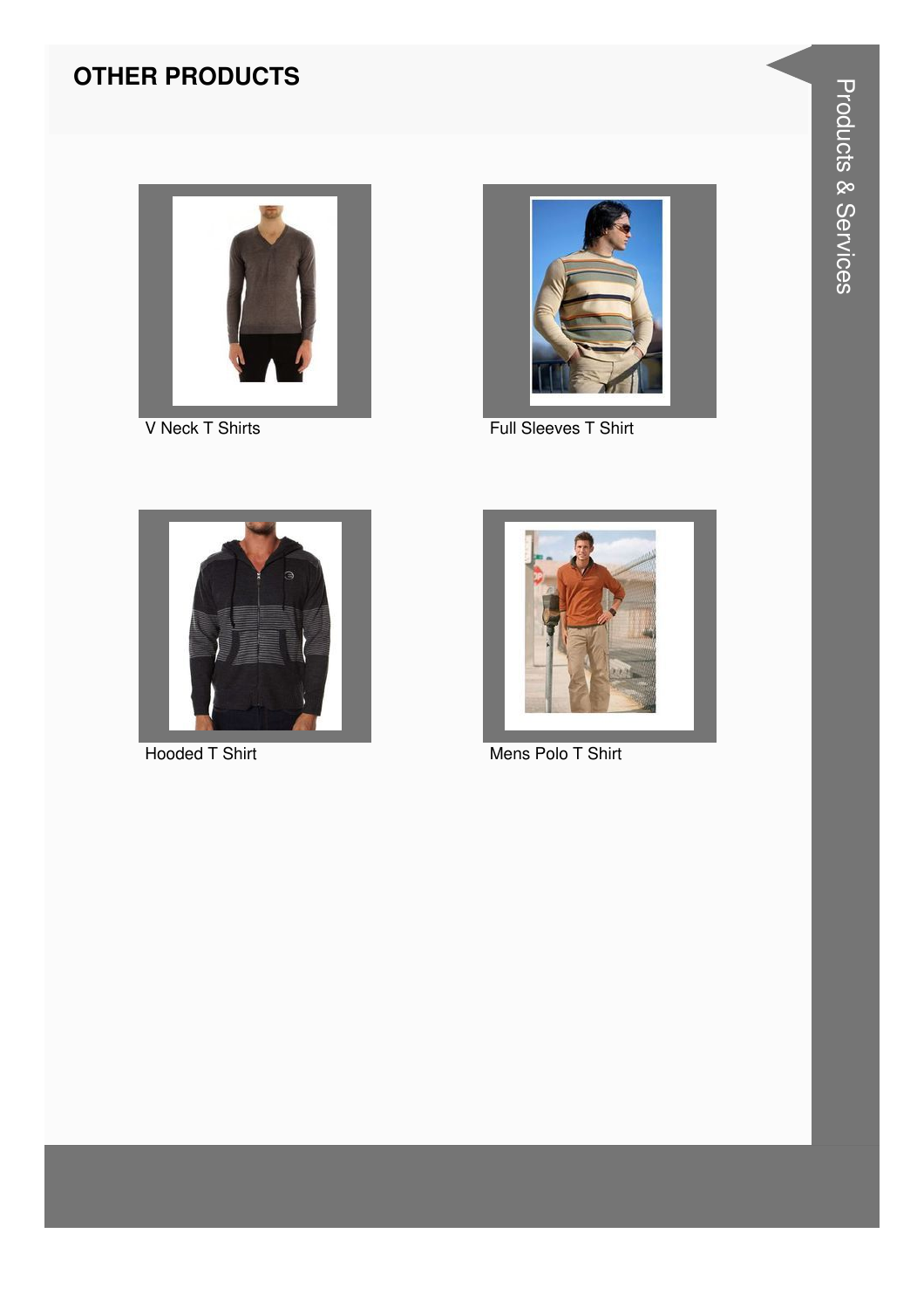## OTHER PRODUCTS

V Neck T Shirts

Full Sleeves T Shirt

Hooded T Shirt

Mens Polo T Shirt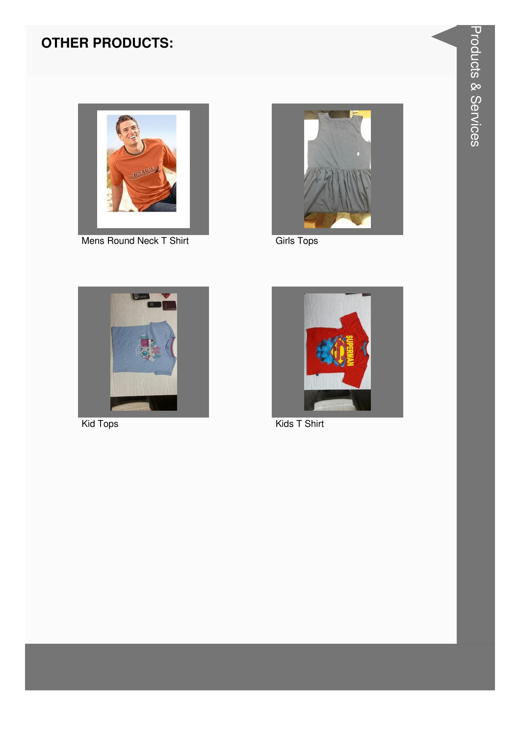## OTHER PRODUCTS:

Mens Round Neck T Shirt

Girls Tops

Kid Tops

Kids T Shirt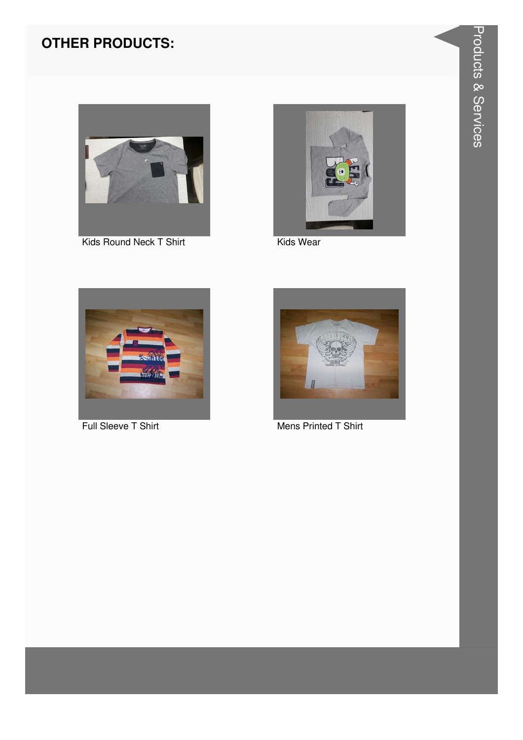## OTHER PRODUCTS:

Kids Round Neck T Shirt

Kids Wear

Full Sleeve T Shirt

Mens Printed T Shirt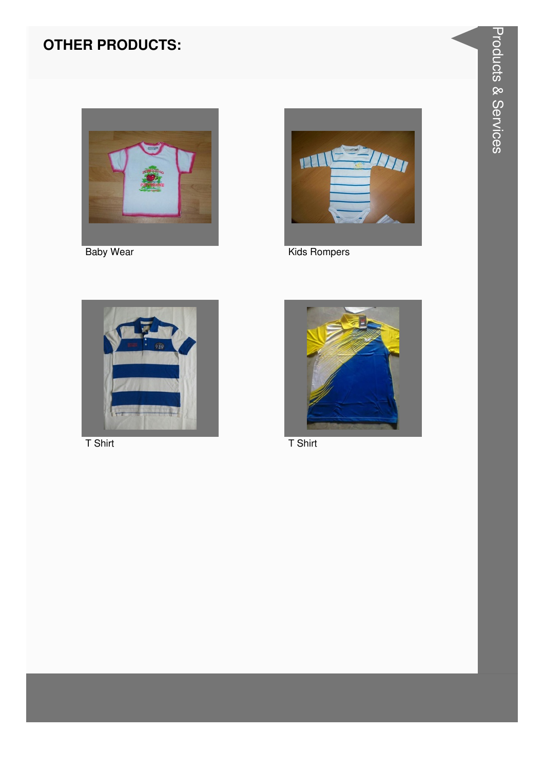## OTHER PRODUCTS:

Baby Wear

Kids Rompers

T Shirt

T Shirt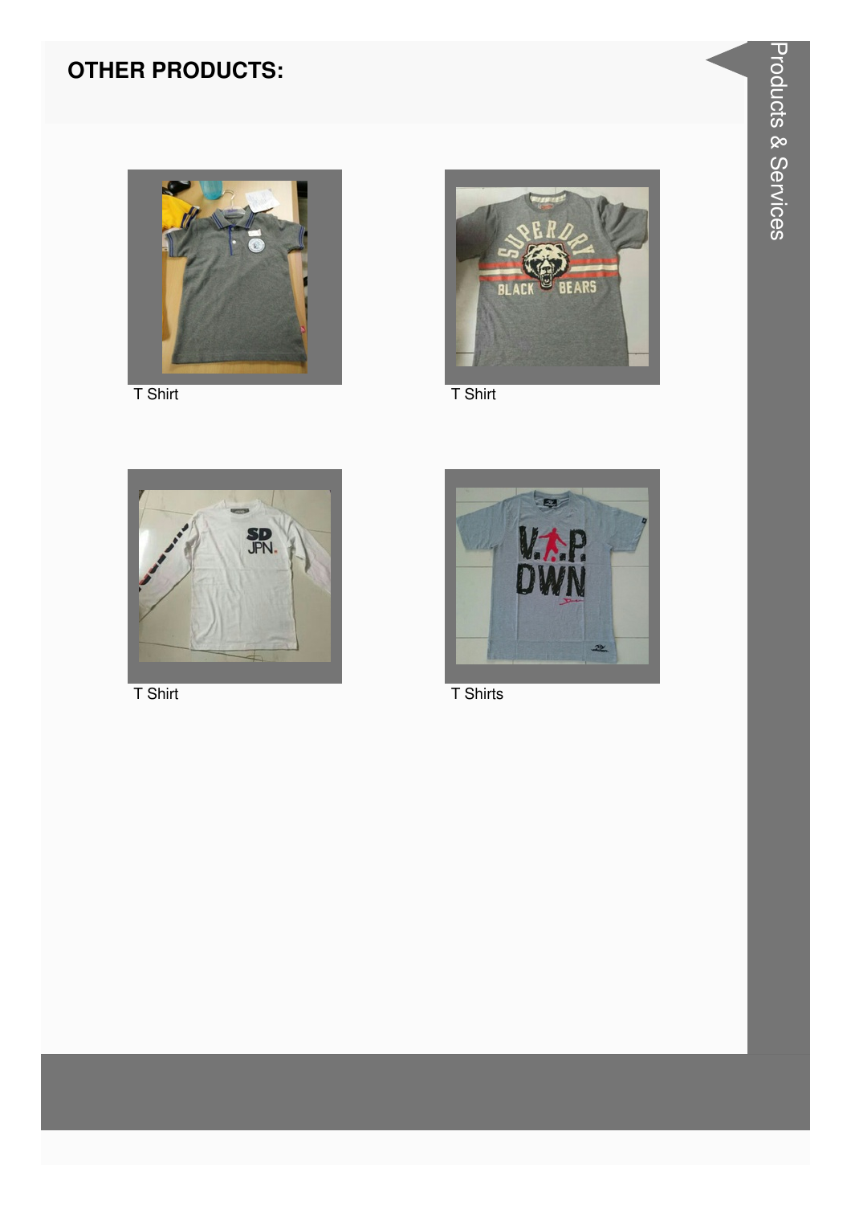## OTHER PRODUCTS:

T Shirt

T Shirt

T Shirt

T Shirts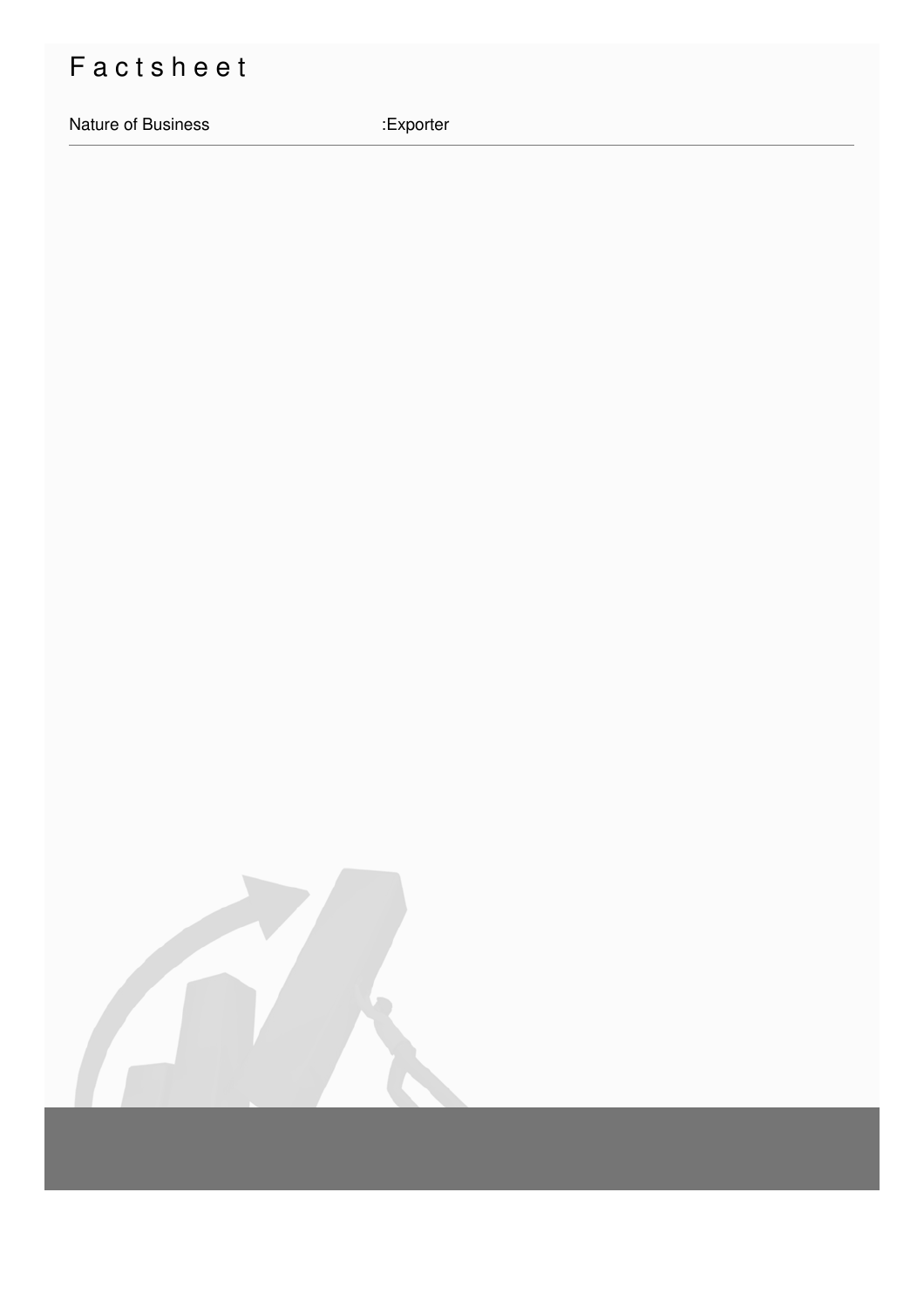# Factsheet

| Nature of Business | :Exporter |
|---|---|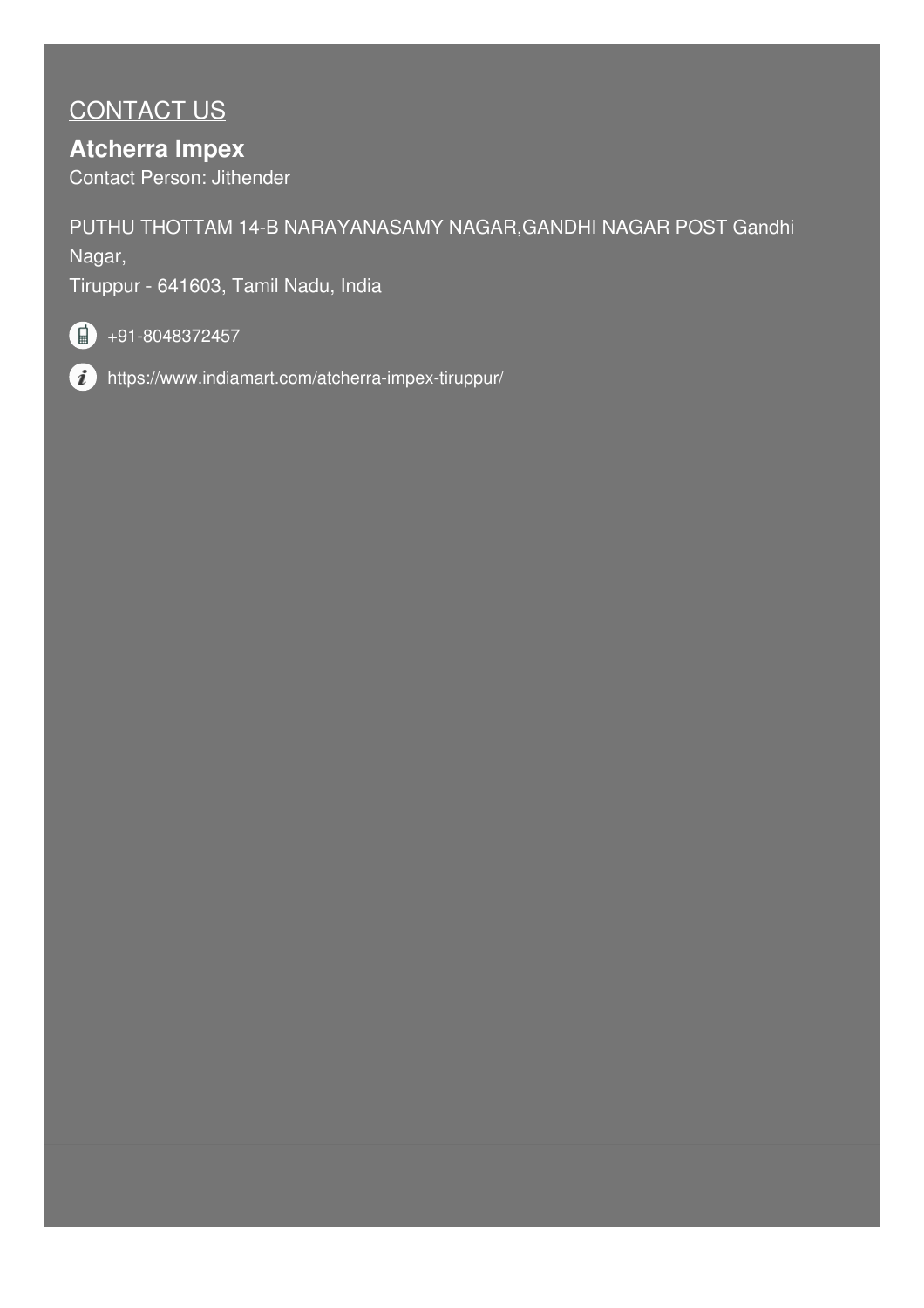## CONTACT US

### Atcherra Impex

Contact Person: Jithender

PUTHU THOTTAM 14-B NARAYANASAMY NAGAR,GANDHI NAGAR POST Gandhi Nagar,
Tiruppur - 641603, Tamil Nadu, India

+91-8048372457

https://www.indiamart.com/atcherra-impex-tiruppur/